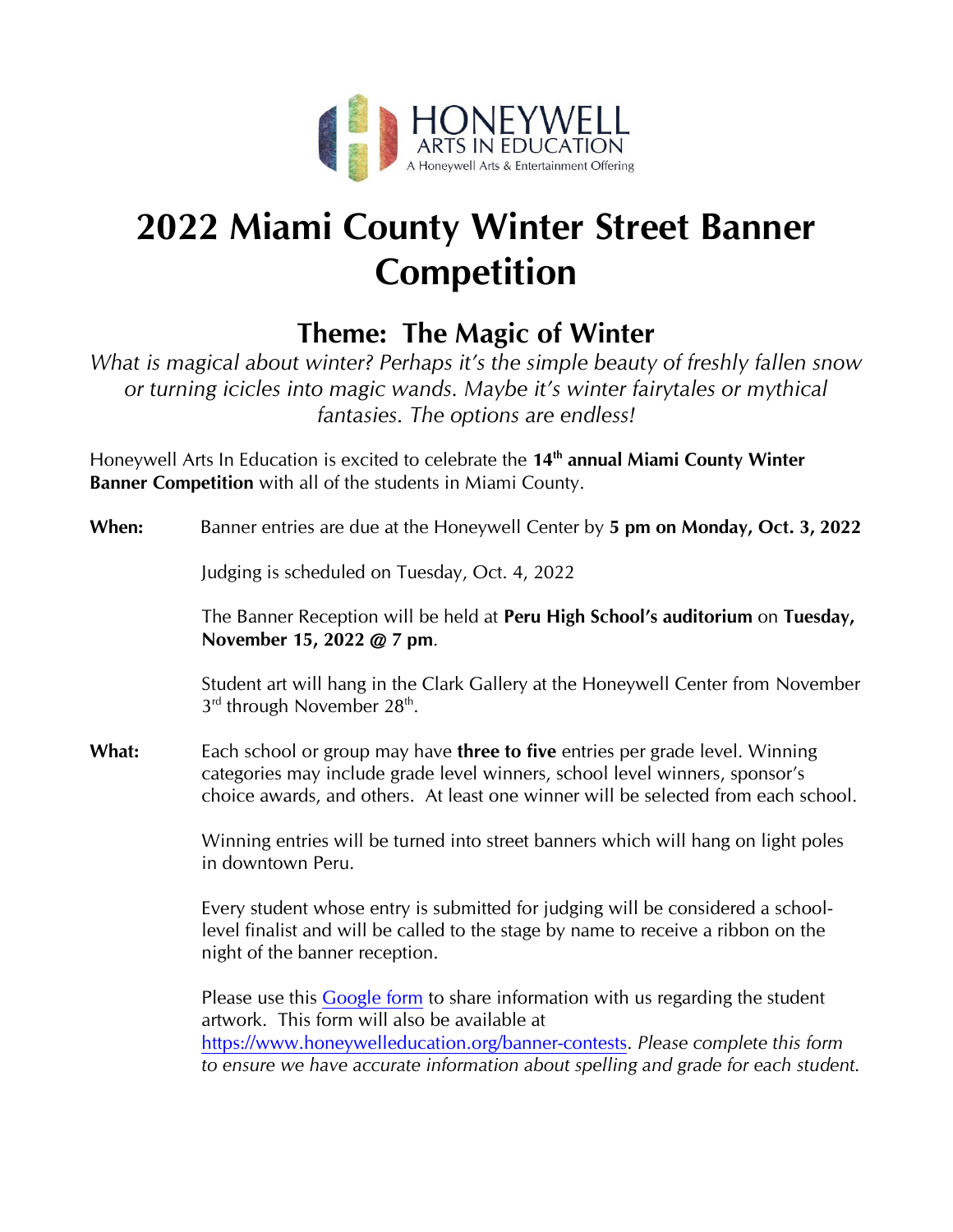HONEYWELL
ARTS IN EDUCATION
A Honeywell Arts & Entertainment Offering

# 2022 Miami County Winter Street Banner Competition

## Theme: The Magic of Winter

*What is magical about winter? Perhaps it's the simple beauty of freshly fallen snow or turning icicles into magic wands. Maybe it's winter fairytales or mythical fantasies. The options are endless!*

Honeywell Arts In Education is excited to celebrate the **14th annual Miami County Winter Banner Competition** with all of the students in Miami County.

**When:** Banner entries are due at the Honeywell Center by **5 pm on Monday, Oct. 3, 2022**

Judging is scheduled on Tuesday, Oct. 4, 2022

The Banner Reception will be held at **Peru High School's auditorium** on **Tuesday, November 15, 2022 @ 7 pm**.

Student art will hang in the Clark Gallery at the Honeywell Center from November 3rd through November 28th.

**What:** Each school or group may have **three to five** entries per grade level. Winning categories may include grade level winners, school level winners, sponsor's choice awards, and others. At least one winner will be selected from each school.

Winning entries will be turned into street banners which will hang on light poles in downtown Peru.

Every student whose entry is submitted for judging will be considered a school-level finalist and will be called to the stage by name to receive a ribbon on the night of the banner reception.

Please use this Google form to share information with us regarding the student artwork. This form will also be available at https://www.honeywelleducation.org/banner-contests. *Please complete this form to ensure we have accurate information about spelling and grade for each student.*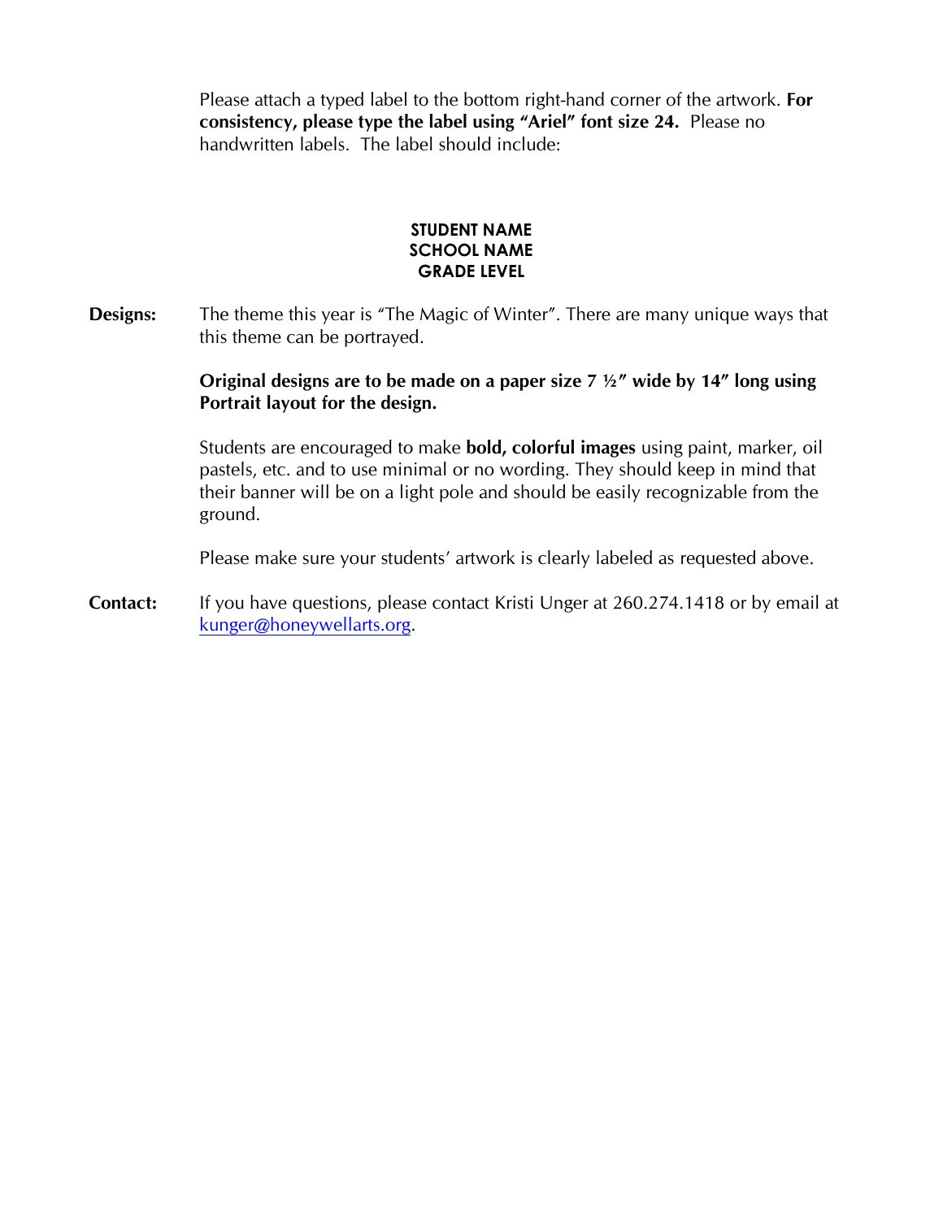Please attach a typed label to the bottom right-hand corner of the artwork. **For consistency, please type the label using "Ariel" font size 24.** Please no handwritten labels. The label should include:

**STUDENT NAME**
**SCHOOL NAME**
**GRADE LEVEL**

**Designs:** The theme this year is "The Magic of Winter". There are many unique ways that this theme can be portrayed.

**Original designs are to be made on a paper size 7 ½" wide by 14" long using Portrait layout for the design.**

Students are encouraged to make **bold, colorful images** using paint, marker, oil pastels, etc. and to use minimal or no wording. They should keep in mind that their banner will be on a light pole and should be easily recognizable from the ground.

Please make sure your students' artwork is clearly labeled as requested above.

**Contact:** If you have questions, please contact Kristi Unger at 260.274.1418 or by email at kunger@honeywellarts.org.